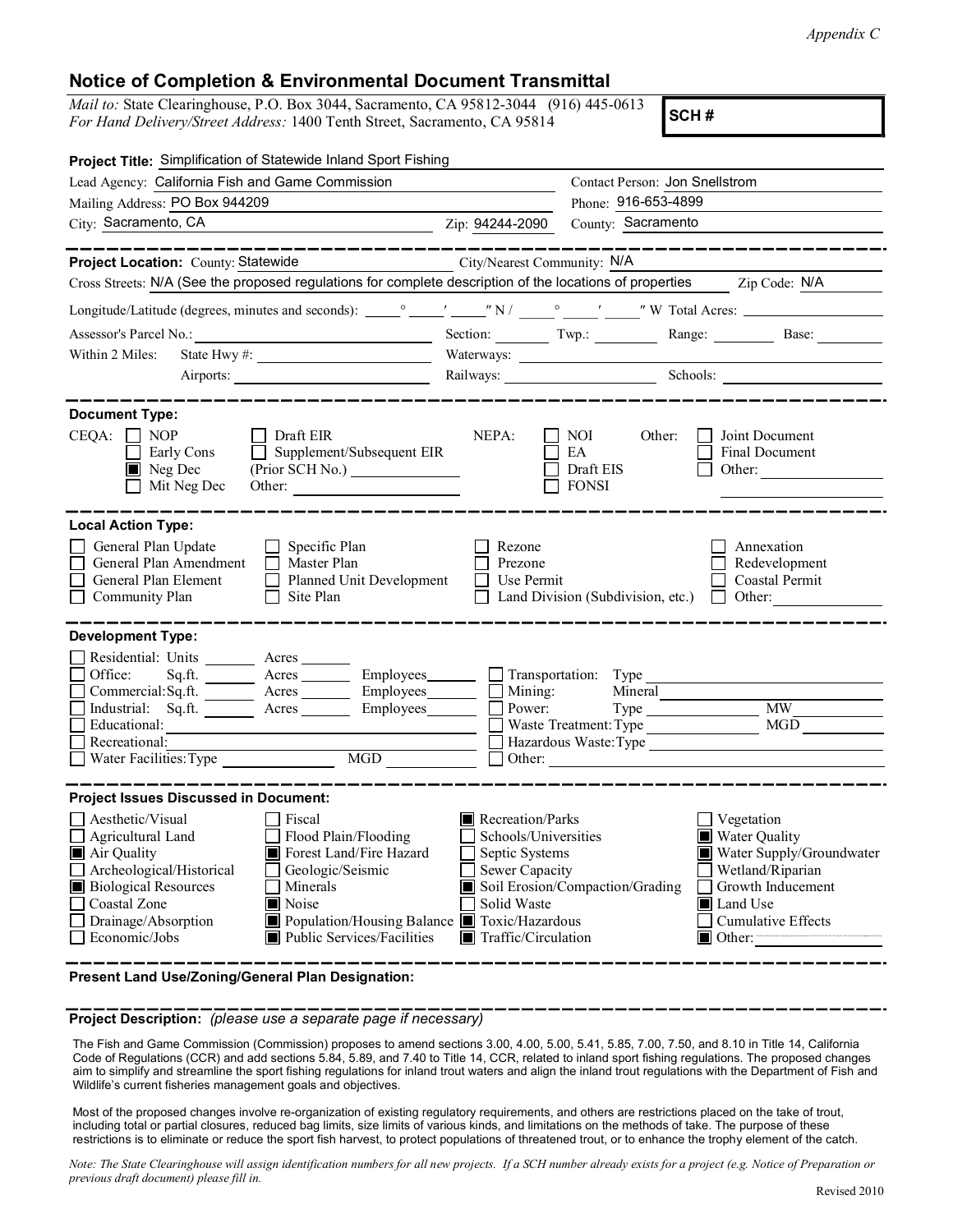*Appendix C*

# Notice of Completion & Environmental Document Transmittal

*Mail to:* State Clearinghouse, P.O. Box 3044, Sacramento, CA 95812-3044 (916) 445-0613
*For Hand Delivery/Street Address:* 1400 Tenth Street, Sacramento, CA 95814

**SCH #**

**Project Title:** Simplification of Statewide Inland Sport Fishing

Lead Agency: California Fish and Game Commission
Contact Person: Jon Snellstrom

Mailing Address: PO Box 944209
Phone: 916-653-4899

City: Sacramento, CA
Zip: 94244-2090
County: Sacramento

---

**Project Location:** County: Statewide
City/Nearest Community: N/A

Cross Streets: N/A (See the proposed regulations for complete description of the locations of properties
Zip Code: N/A

Longitude/Latitude (degrees, minutes and seconds): ____° ____′ ____″ N / ____° ____′ ____″ W Total Acres: ____

Assessor's Parcel No.: ____ Section: ____ Twp.: ____ Range: ____ Base: ____

Within 2 Miles: State Hwy #: ____ Waterways: ____

Airports: ____ Railways: ____ Schools: ____

---

**Document Type:**

CEQA:
- ☐ NOP
- ☐ Early Cons
- ■ Neg Dec
- ☐ Mit Neg Dec
- ☐ Draft EIR
- ☐ Supplement/Subsequent EIR (Prior SCH No.) ____
- Other: ____

NEPA:
- ☐ NOI
- ☐ EA
- ☐ Draft EIS
- ☐ FONSI

Other:
- ☐ Joint Document
- ☐ Final Document
- ☐ Other: ____

---

**Local Action Type:**

- ☐ General Plan Update
- ☐ General Plan Amendment
- ☐ General Plan Element
- ☐ Community Plan
- ☐ Specific Plan
- ☐ Master Plan
- ☐ Planned Unit Development
- ☐ Site Plan
- ☐ Rezone
- ☐ Prezone
- ☐ Use Permit
- ☐ Land Division (Subdivision, etc.)
- ☐ Annexation
- ☐ Redevelopment
- ☐ Coastal Permit
- ☐ Other: ____

---

**Development Type:**

- ☐ Residential: Units ____ Acres ____
- ☐ Office: Sq.ft. ____ Acres ____ Employees ____
- ☐ Commercial: Sq.ft. ____ Acres ____ Employees ____
- ☐ Industrial: Sq.ft. ____ Acres ____ Employees ____
- ☐ Educational: ____
- ☐ Recreational: ____
- ☐ Water Facilities: Type ____ MGD ____
- ☐ Transportation: Type ____
- ☐ Mining: Mineral ____
- ☐ Power: Type ____ MW ____
- ☐ Waste Treatment: Type ____ MGD ____
- ☐ Hazardous Waste: Type ____
- ☐ Other: ____

---

**Project Issues Discussed in Document:**

- ☐ Aesthetic/Visual
- ☐ Agricultural Land
- ■ Air Quality
- ☐ Archeological/Historical
- ■ Biological Resources
- ☐ Coastal Zone
- ☐ Drainage/Absorption
- ☐ Economic/Jobs
- ☐ Fiscal
- ☐ Flood Plain/Flooding
- ■ Forest Land/Fire Hazard
- ☐ Geologic/Seismic
- ☐ Minerals
- ■ Noise
- ■ Population/Housing Balance
- ■ Public Services/Facilities
- ■ Recreation/Parks
- ☐ Schools/Universities
- ☐ Septic Systems
- ☐ Sewer Capacity
- ■ Soil Erosion/Compaction/Grading
- ☐ Solid Waste
- ■ Toxic/Hazardous
- ■ Traffic/Circulation
- ☐ Vegetation
- ■ Water Quality
- ■ Water Supply/Groundwater
- ☐ Wetland/Riparian
- ☐ Growth Inducement
- ■ Land Use
- ☐ Cumulative Effects
- ■ Other: ____

---

**Present Land Use/Zoning/General Plan Designation:**

---

**Project Description:** *(please use a separate page if necessary)*

The Fish and Game Commission (Commission) proposes to amend sections 3.00, 4.00, 5.00, 5.41, 5.85, 7.00, 7.50, and 8.10 in Title 14, California Code of Regulations (CCR) and add sections 5.84, 5.89, and 7.40 to Title 14, CCR, related to inland sport fishing regulations. The proposed changes aim to simplify and streamline the sport fishing regulations for inland trout waters and align the inland trout regulations with the Department of Fish and Wildlife's current fisheries management goals and objectives.

Most of the proposed changes involve re-organization of existing regulatory requirements, and others are restrictions placed on the take of trout, including total or partial closures, reduced bag limits, size limits of various kinds, and limitations on the methods of take. The purpose of these restrictions is to eliminate or reduce the sport fish harvest, to protect populations of threatened trout, or to enhance the trophy element of the catch.

*Note: The State Clearinghouse will assign identification numbers for all new projects. If a SCH number already exists for a project (e.g. Notice of Preparation or previous draft document) please fill in.*

Revised 2010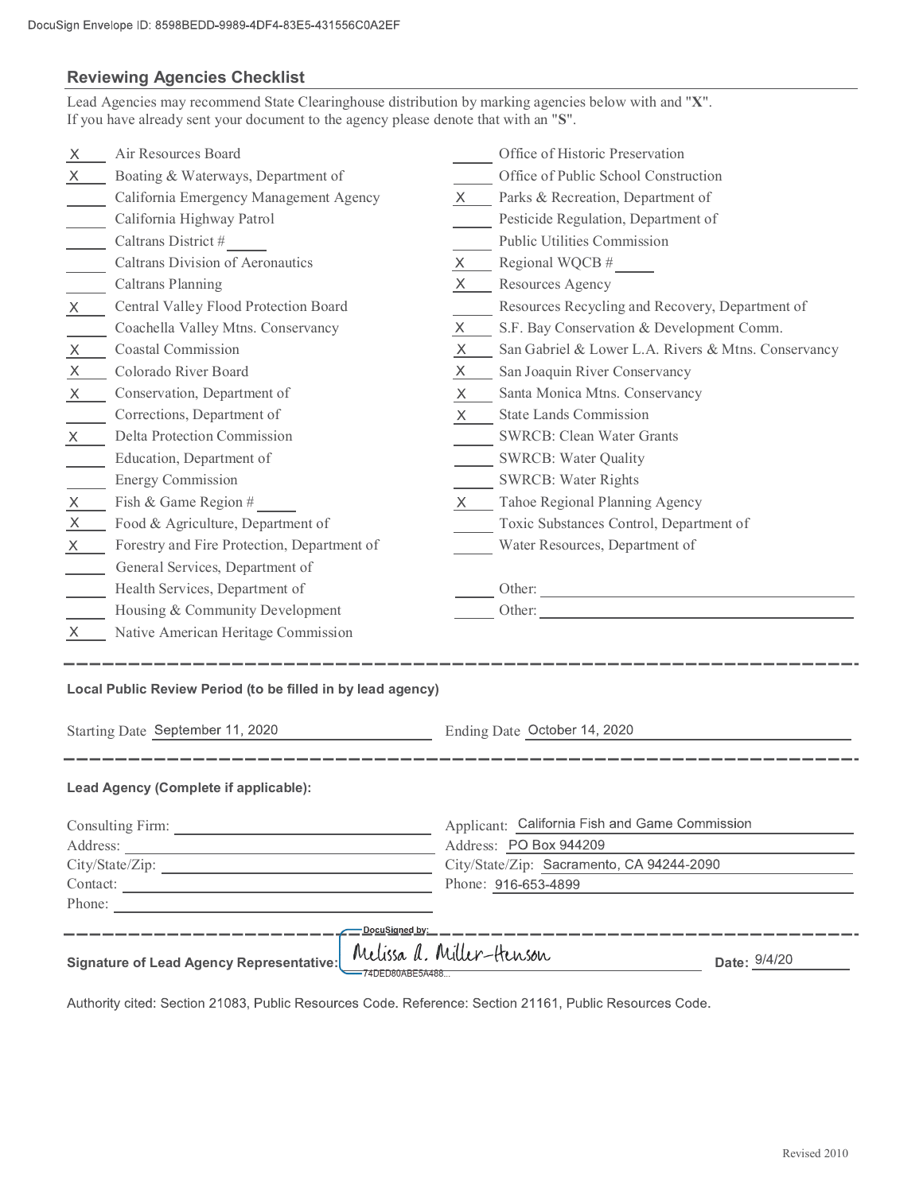DocuSign Envelope ID: 8598BEDD-9989-4DF4-83E5-431556C0A2EF

## Reviewing Agencies Checklist

Lead Agencies may recommend State Clearinghouse distribution by marking agencies below with and "**X**".
If you have already sent your document to the agency please denote that with an "**S**".

- X Air Resources Board
- X Boating & Waterways, Department of
- ___ California Emergency Management Agency
- ___ California Highway Patrol
- ___ Caltrans District # ___
- ___ Caltrans Division of Aeronautics
- ___ Caltrans Planning
- X Central Valley Flood Protection Board
- ___ Coachella Valley Mtns. Conservancy
- X Coastal Commission
- X Colorado River Board
- X Conservation, Department of
- ___ Corrections, Department of
- X Delta Protection Commission
- ___ Education, Department of
- ___ Energy Commission
- X Fish & Game Region # ___
- X Food & Agriculture, Department of
- X Forestry and Fire Protection, Department of
- ___ General Services, Department of
- ___ Health Services, Department of
- ___ Housing & Community Development
- X Native American Heritage Commission
- ___ Office of Historic Preservation
- ___ Office of Public School Construction
- X Parks & Recreation, Department of
- ___ Pesticide Regulation, Department of
- ___ Public Utilities Commission
- X Regional WQCB # ___
- X Resources Agency
- ___ Resources Recycling and Recovery, Department of
- X S.F. Bay Conservation & Development Comm.
- X San Gabriel & Lower L.A. Rivers & Mtns. Conservancy
- X San Joaquin River Conservancy
- X Santa Monica Mtns. Conservancy
- X State Lands Commission
- ___ SWRCB: Clean Water Grants
- ___ SWRCB: Water Quality
- ___ SWRCB: Water Rights
- X Tahoe Regional Planning Agency
- ___ Toxic Substances Control, Department of
- ___ Water Resources, Department of
- ___ Other: ___
- ___ Other: ___

---

**Local Public Review Period (to be filled in by lead agency)**

Starting Date September 11, 2020    Ending Date October 14, 2020

---

**Lead Agency (Complete if applicable):**

Consulting Firm:
Address:
City/State/Zip:
Contact:
Phone:

Applicant: California Fish and Game Commission
Address: PO Box 944209
City/State/Zip: Sacramento, CA 94244-2090
Phone: 916-653-4899

---

**Signature of Lead Agency Representative:** DocuSigned by: Melissa A. Miller-Henson 74DED80ABE5A488... **Date:** 9/4/20

Authority cited: Section 21083, Public Resources Code. Reference: Section 21161, Public Resources Code.

Revised 2010